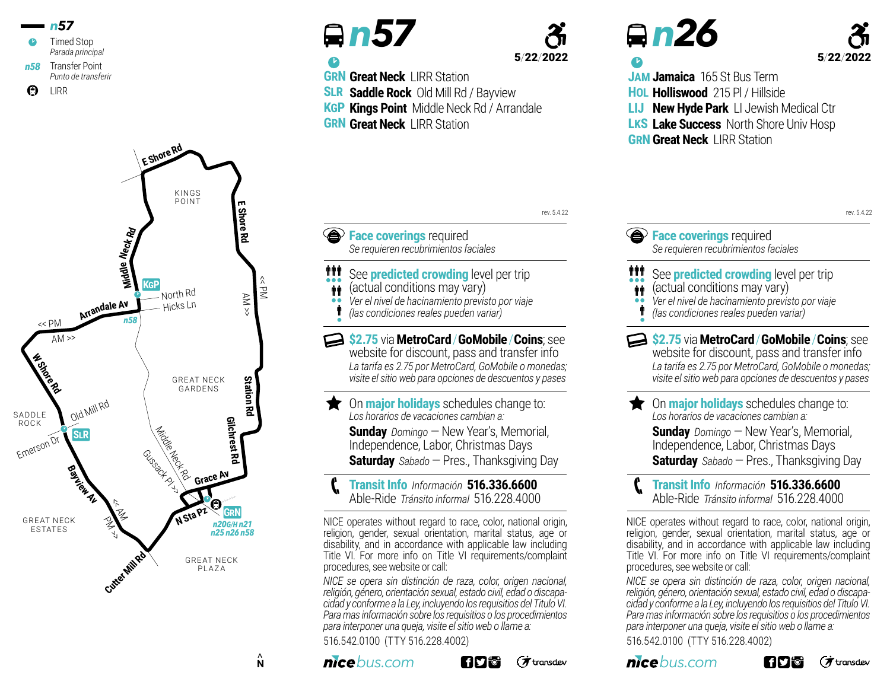**n57**

- Timed Stop — *Parada principal*
- **n58** Transfer Point — *Punto de transferir*
- LIRR

KINGS POINT

E Shore Rd

Middle Neck Rd

KGP

North Rd

Hicks Ln

Arrandale Av

n58

<< PM

AM >>

<< PM

AM >>

W Shore Rd

SADDLE ROCK

Old Mill Rd

SLR

Emerson Dr

GREAT NECK GARDENS

Station Rd

Gilchrest Rd

Middle Neck Rd

Gussack Pl >>

Grace Av

Bayview Av

<< AM

PM >>

N Sta Pz

GRN

n20G/H n21 n25 n26 n58

GREAT NECK ESTATES

GREAT NECK PLAZA

Cutter Mill Rd

N

# n57

5/22/2022

- **GRN** **Great Neck** LIRR Station
- **SLR** **Saddle Rock** Old Mill Rd / Bayview
- **KGP** **Kings Point** Middle Neck Rd / Arrandale
- **GRN** **Great Neck** LIRR Station

rev. 5.4.22

**Face coverings** required
*Se requieren recubrimientos faciales*

See **predicted crowding** level per trip (actual conditions may vary)
*Ver el nivel de hacinamiento previsto por viaje (las condiciones reales pueden variar)*

**$2.75** via **MetroCard** / **GoMobile** / **Coins**; see website for discount, pass and transfer info
*La tarifa es 2.75 por MetroCard, GoMobile o monedas; visite el sitio web para opciones de descuentos y pases*

On **major holidays** schedules change to:
*Los horarios de vacaciones cambian a:*
**Sunday** *Domingo* — New Year's, Memorial, Independence, Labor, Christmas Days
**Saturday** *Sabado* — Pres., Thanksgiving Day

**Transit Info** *Información* **516.336.6600**
Able-Ride *Tránsito informal* 516.228.4000

NICE operates without regard to race, color, national origin, religion, gender, sexual orientation, marital status, age or disability, and in accordance with applicable law including Title VI. For more info on Title VI requirements/complaint procedures, see website or call:

*NICE se opera sin distinción de raza, color, origen nacional, religión, género, orientación sexual, estado civil, edad o discapacidad y conforme a la Ley, incluyendo los requisitos del Título VI. Para mas información sobre los requisitios o los procedimientos para interponer una queja, visite el sitio web o llame a:*

516.542.0100 (TTY 516.228.4002)

nicebus.com — transdev

# n26

5/22/2022

- **JAM** **Jamaica** 165 St Bus Term
- **HOL** **Holliswood** 215 Pl / Hillside
- **LIJ** **New Hyde Park** LI Jewish Medical Ctr
- **LKS** **Lake Success** North Shore Univ Hosp
- **GRN** **Great Neck** LIRR Station

rev. 5.4.22

**Face coverings** required
*Se requieren recubrimientos faciales*

See **predicted crowding** level per trip (actual conditions may vary)
*Ver el nivel de hacinamiento previsto por viaje (las condiciones reales pueden variar)*

**$2.75** via **MetroCard** / **GoMobile** / **Coins**; see website for discount, pass and transfer info
*La tarifa es 2.75 por MetroCard, GoMobile o monedas; visite el sitio web para opciones de descuentos y pases*

On **major holidays** schedules change to:
*Los horarios de vacaciones cambian a:*
**Sunday** *Domingo* — New Year's, Memorial, Independence, Labor, Christmas Days
**Saturday** *Sabado* — Pres., Thanksgiving Day

**Transit Info** *Información* **516.336.6600**
Able-Ride *Tránsito informal* 516.228.4000

NICE operates without regard to race, color, national origin, religion, gender, sexual orientation, marital status, age or disability, and in accordance with applicable law including Title VI. For more info on Title VI requirements/complaint procedures, see website or call:

*NICE se opera sin distinción de raza, color, origen nacional, religión, género, orientación sexual, estado civil, edad o discapacidad y conforme a la Ley, incluyendo los requisitos del Título VI. Para mas información sobre los requisitios o los procedimientos para interponer una queja, visite el sitio web o llame a:*

516.542.0100 (TTY 516.228.4002)

nicebus.com — transdev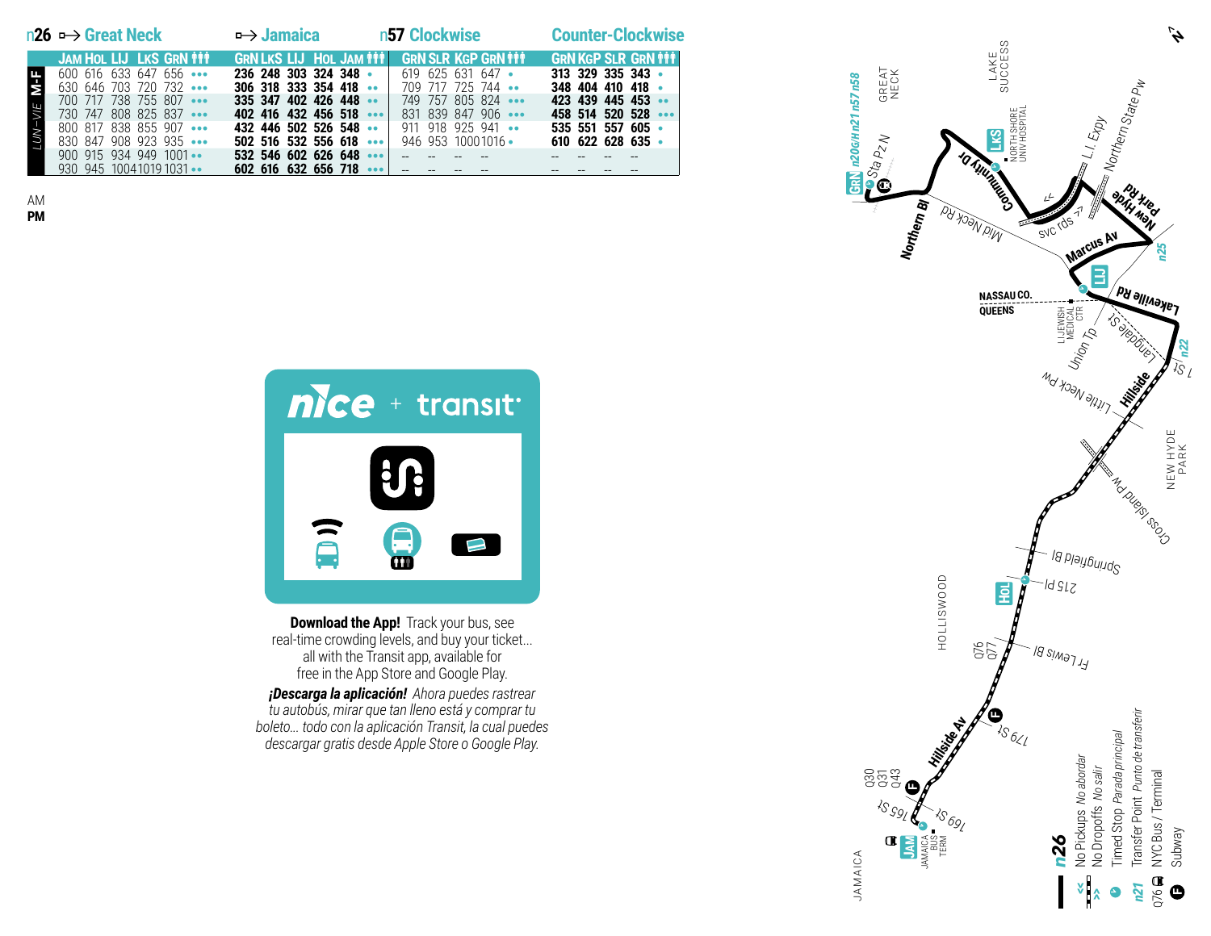## n26 → Great Neck

| | JAM | HOL | LIJ | LKS | GRN | |
|---|---|---|---|---|---|---|
| M-F LUN-VIE | 600 | 616 | 633 | 647 | 656 | ••• |
| | 630 | 646 | 703 | 720 | 732 | ••• |
| | 700 | 717 | 738 | 755 | 807 | ••• |
| | 730 | 747 | 808 | 825 | 837 | ••• |
| | 800 | 817 | 838 | 855 | 907 | ••• |
| | 830 | 847 | 908 | 923 | 935 | ••• |
| | 900 | 915 | 934 | 949 | 1001 | •• |
| | 930 | 945 | 1004 | 1019 | 1031 | •• |

## → Jamaica

| GRN | LKS | LIJ | HOL | JAM | |
|---|---|---|---|---|---|
| **236** | **248** | **303** | **324** | **348** | • |
| **306** | **318** | **333** | **354** | **418** | •• |
| **335** | **347** | **402** | **426** | **448** | •• |
| **402** | **416** | **432** | **456** | **518** | ••• |
| **432** | **446** | **502** | **526** | **548** | •• |
| **502** | **516** | **532** | **556** | **618** | ••• |
| **532** | **546** | **602** | **626** | **648** | ••• |
| **602** | **616** | **632** | **656** | **718** | ••• |

## n57 Clockwise

| GRN | SLR | KGP | GRN | |
|---|---|---|---|---|
| 619 | 625 | 631 | 647 | • |
| 709 | 717 | 725 | 744 | •• |
| 749 | 757 | 805 | 824 | ••• |
| 831 | 839 | 847 | 906 | ••• |
| 911 | 918 | 925 | 941 | •• |
| 946 | 953 | 1000 | 1016 | • |
| -- | -- | -- | -- | |
| -- | -- | -- | -- | |

## Counter-Clockwise

| GRN | KGP | SLR | GRN | |
|---|---|---|---|---|
| **313** | **329** | **335** | **343** | • |
| **348** | **404** | **410** | **418** | • |
| **423** | **439** | **445** | **453** | •• |
| **458** | **514** | **520** | **528** | ••• |
| **535** | **551** | **557** | **605** | • |
| **610** | **622** | **628** | **635** | • |
| -- | -- | -- | -- | |
| -- | -- | -- | -- | |

AM
**PM**

**nice + transit**

**Download the App!** Track your bus, see real-time crowding levels, and buy your ticket... all with the Transit app, available for free in the App Store and Google Play.

***¡Descarga la aplicación!*** *Ahora puedes rastrear tu autobús, mirar que tan lleno está y comprar tu boleto... todo con la aplicación Transit, la cual puedes descargar gratis desde Apple Store o Google Play.*

**n26**
- No Pickups *No abordar*
- No Dropoffs *No salir*
- Timed Stop *Parada principal*
- Transfer Point *Punto de transferir*
- NYC Bus / Terminal
- Subway

GREAT NECK
LAKE SUCCESS
NEW HYDE PARK
HOLLISWOOD
JAMAICA
NASSAU CO.
QUEENS
GRN n20G/H n21 n57 n58 Sta Pz N
LKS NORTH SHORE UNIV HOSPITAL
LIJ LIJ/JEWISH MEDICAL CTR
HOL
JAM JAMAICA BUS TERM
Q30 Q31 Q43
Q76 Q77
n25
n22
Northern Bl
Mid Neck Rd
Community Dr
L.I. Expy
Northern State Pw
svc rds
New Hyde Park Rd
Marcus Av
Lakeville Rd
Union Tp
Langdale St
Little Neck Pw
Hillside
Cross Island Pw
Springfield Bl
215 Pl
FT Lewis Bl
179 St
Hillside Av
165 St
169 St